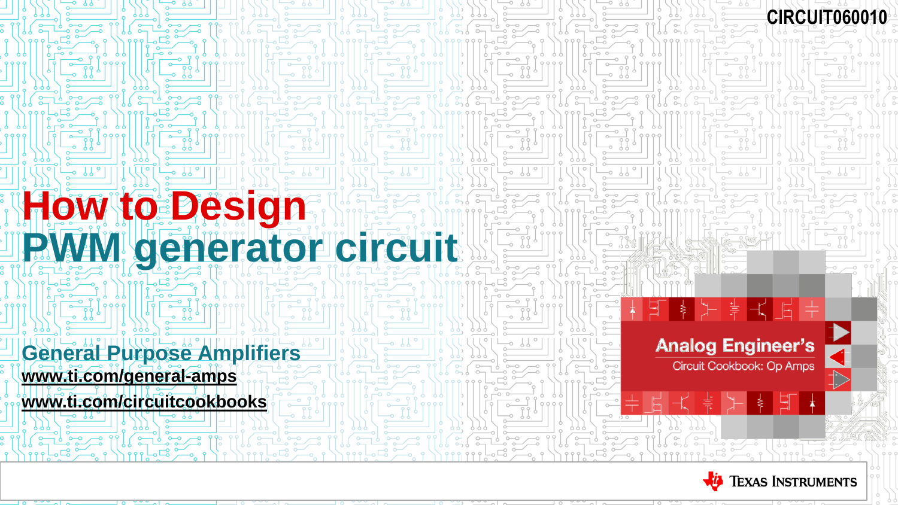CIRCUIT060010

# How to Design PWM generator circuit

## General Purpose Amplifiers

www.ti.com/general-amps

www.ti.com/circuitcookbooks

Analog Engineer's

Circuit Cookbook: Op Amps

Texas Instruments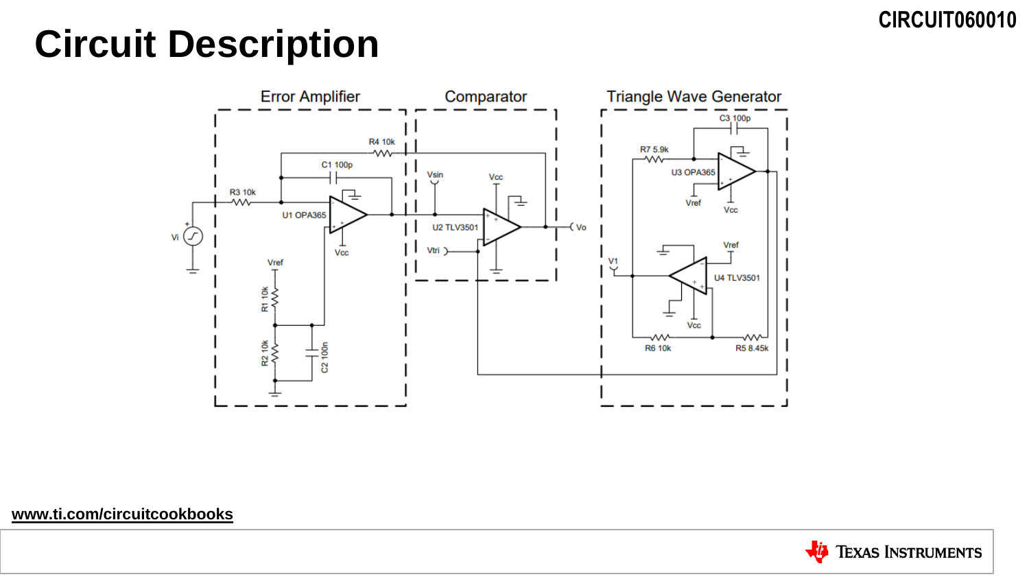# Circuit Description

Error Amplifier

Comparator

Triangle Wave Generator

R4 10k

C1 100p

R3 10k

U1 OPA365

Vi

Vcc

Vref

R1 10k

R2 10k

C2 100n

Vsin

Vcc

U2 TLV3501

Vtri

Vo

C3 100p

R7 5.9k

U3 OPA365

Vref

Vcc

V1

Vref

U4 TLV3501

Vcc

R6 10k

R5 8.45k

www.ti.com/circuitcookbooks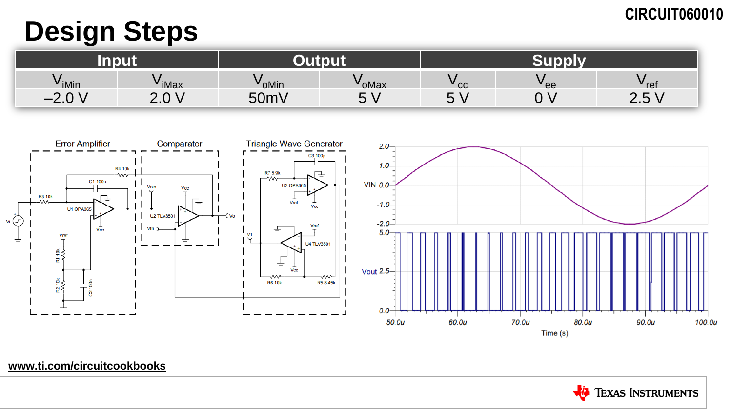CIRCUIT060010

# Design Steps

| Input | | Output | | Supply | | |
|---|---|---|---|---|---|---|
| $V_{iMin}$ | $V_{iMax}$ | $V_{oMin}$ | $V_{oMax}$ | $V_{cc}$ | $V_{ee}$ | $V_{ref}$ |
| –2.0 V | 2.0 V | 50mV | 5 V | 5 V | 0 V | 2.5 V |

Error Amplifier

Comparator

Triangle Wave Generator

R4 10k

C1 100p

R3 10k

U1 OPA365

Vcc

Vi

Vref

R1 10k

R2 10k

C2 100n

Vein

Vcc

U2 TLV3501

Vtri

Vo

C3 100p

R7 5.9k

U3 OPA365

Vref

Vcc

Vref

V1

U4 TLV3501

Vcc

R6 10k

R5 8.45k

2.0

1.0

VIN 0.0

-1.0

-2.0

5.0

Vout 2.5

0.0

50.0u

60.0u

70.0u

80.0u

90.0u

100.0u

Time (s)

www.ti.com/circuitcookbooks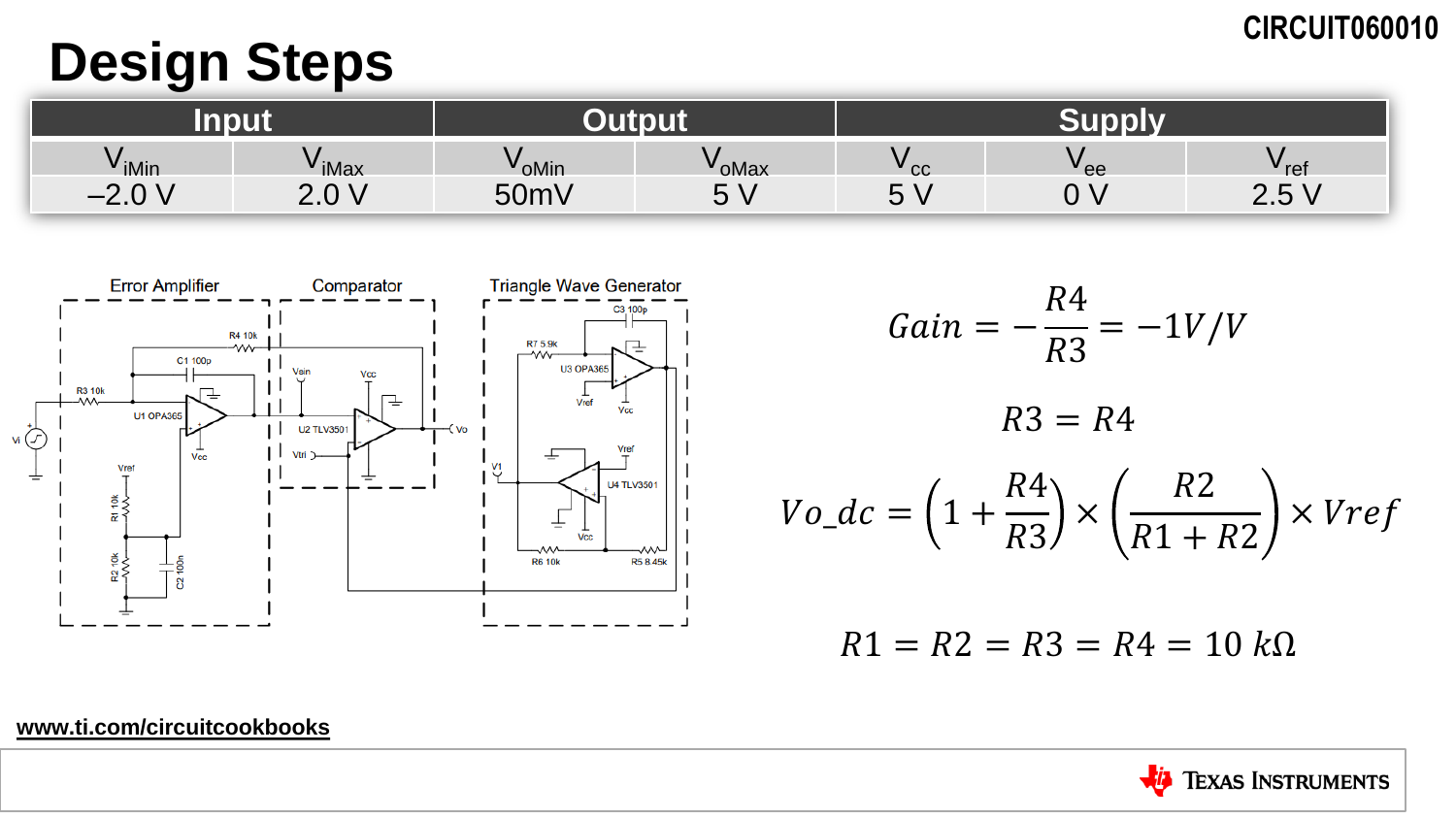CIRCUIT060010

# Design Steps

| Input | | Output | | Supply | | |
|---|---|---|---|---|---|---|
| $V_{iMin}$ | $V_{iMax}$ | $V_{oMin}$ | $V_{oMax}$ | $V_{cc}$ | $V_{ee}$ | $V_{ref}$ |
| –2.0 V | 2.0 V | 50mV | 5 V | 5 V | 0 V | 2.5 V |

Error Amplifier

Comparator

Triangle Wave Generator

R4 10k

C1 100p

R3 10k

U1 OPA365

Vi

Vref

Vcc

R1 10k

R2 10k

C2 100n

Vein

Vcc

U2 TLV3501

Vtri

Vo

C3 100p

R7 5.9k

U3 OPA365

Vref

Vcc

V1

Vref

U4 TLV3501

Vcc

R6 10k

R5 8.45k

$$Gain = -\frac{R4}{R3} = -1V/V$$

$$R3 = R4$$

$$Vo\_dc = \left(1 + \frac{R4}{R3}\right) \times \left(\frac{R2}{R1 + R2}\right) \times Vref$$

$$R1 = R2 = R3 = R4 = 10\ k\Omega$$

www.ti.com/circuitcookbooks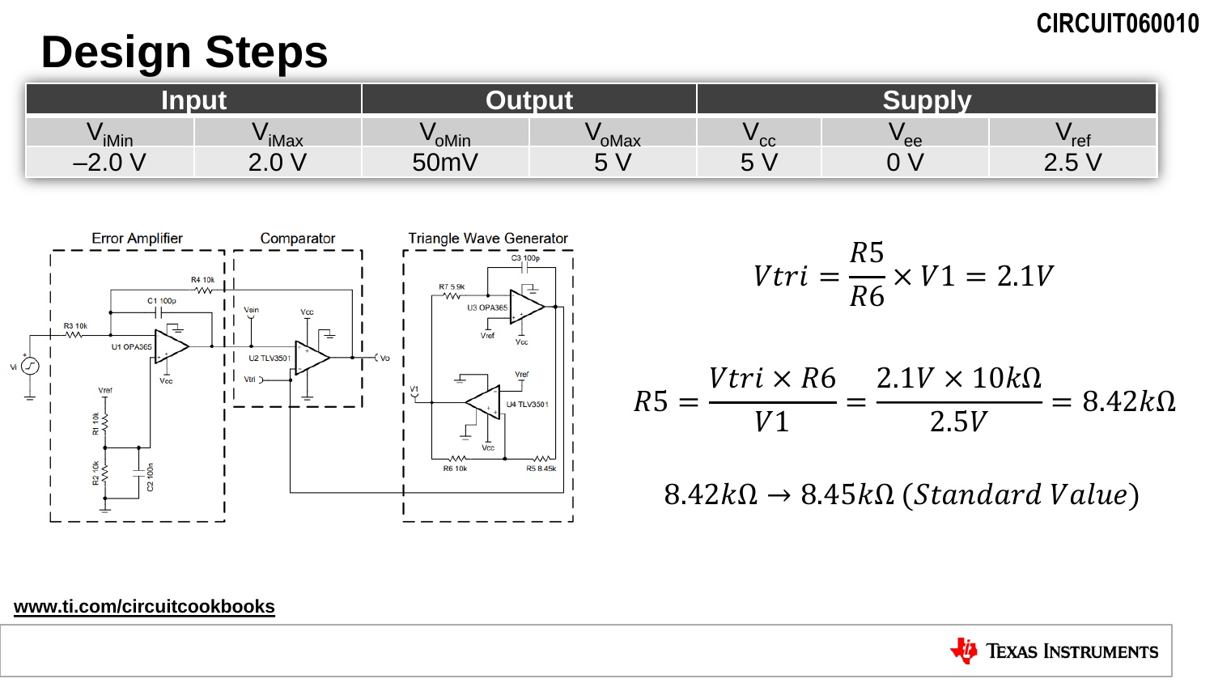CIRCUIT060010

# Design Steps

| Input | | Output | | Supply | | |
|---|---|---|---|---|---|---|
| $V_{iMin}$ | $V_{iMax}$ | $V_{oMin}$ | $V_{oMax}$ | $V_{cc}$ | $V_{ee}$ | $V_{ref}$ |
| –2.0 V | 2.0 V | 50mV | 5 V | 5 V | 0 V | 2.5 V |

Error Amplifier

Comparator

Triangle Wave Generator

R4 10k

C1 100p

R3 10k

U1 OPA365

Vi

Vref

Vcc

R1 10k

R2 10k

C2 100n

Vein

Vcc

U2 TLV3501

Vtri

Vo

C3 100p

R7 5.9k

U3 OPA365

Vref

Vcc

V1

Vref

U4 TLV3501

Vcc

R6 10k

R5 8.45k

$$Vtri = \frac{R5}{R6} \times V1 = 2.1V$$

$$R5 = \frac{Vtri \times R6}{V1} = \frac{2.1V \times 10k\Omega}{2.5V} = 8.42k\Omega$$

$$8.42k\Omega \rightarrow 8.45k\Omega \ (Standard\ Value)$$

www.ti.com/circuitcookbooks

Texas Instruments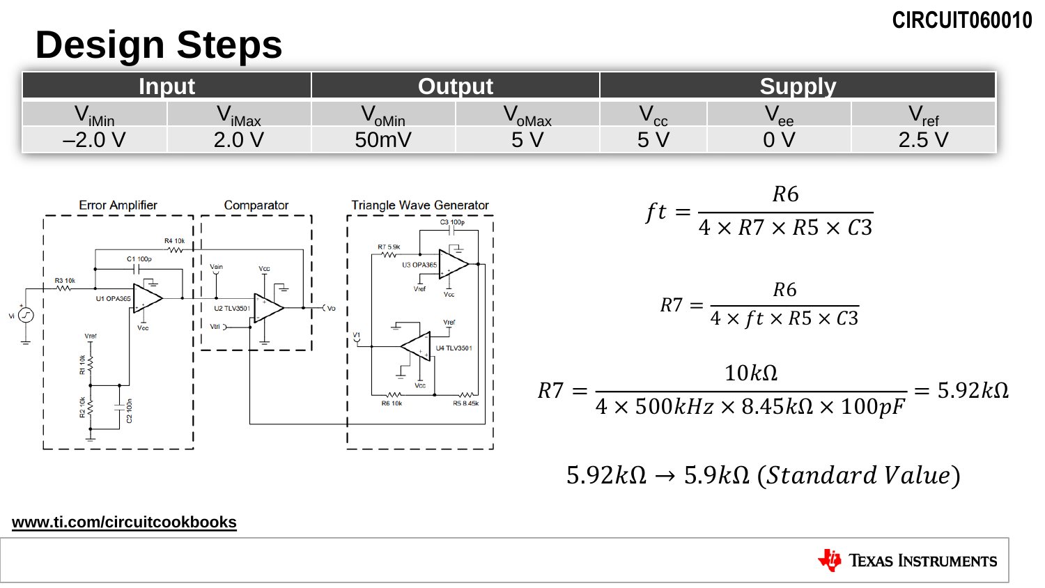CIRCUIT060010

# Design Steps

| Input | | Output | | Supply | | |
|---|---|---|---|---|---|---|
| $V_{iMin}$ | $V_{iMax}$ | $V_{oMin}$ | $V_{oMax}$ | $V_{cc}$ | $V_{ee}$ | $V_{ref}$ |
| –2.0 V | 2.0 V | 50mV | 5 V | 5 V | 0 V | 2.5 V |

Error Amplifier
Comparator
Triangle Wave Generator
R4 10k
C1 100p
R3 10k
U1 OPA365
Vcc
Vi
Vref
R1 10k
R2 10k
C2 100n
Vein
Vcc
U2 TLV3501
Vtri
Vo
C3 100p
R7 5.9k
U3 OPA365
Vref
Vcc
V1
Vref
U4 TLV3501
Vcc
R6 10k
R5 8.45k

$$ft = \frac{R6}{4 \times R7 \times R5 \times C3}$$

$$R7 = \frac{R6}{4 \times ft \times R5 \times C3}$$

$$R7 = \frac{10k\Omega}{4 \times 500kHz \times 8.45k\Omega \times 100pF} = 5.92k\Omega$$

$$5.92k\Omega \rightarrow 5.9k\Omega\ (Standard\ Value)$$

www.ti.com/circuitcookbooks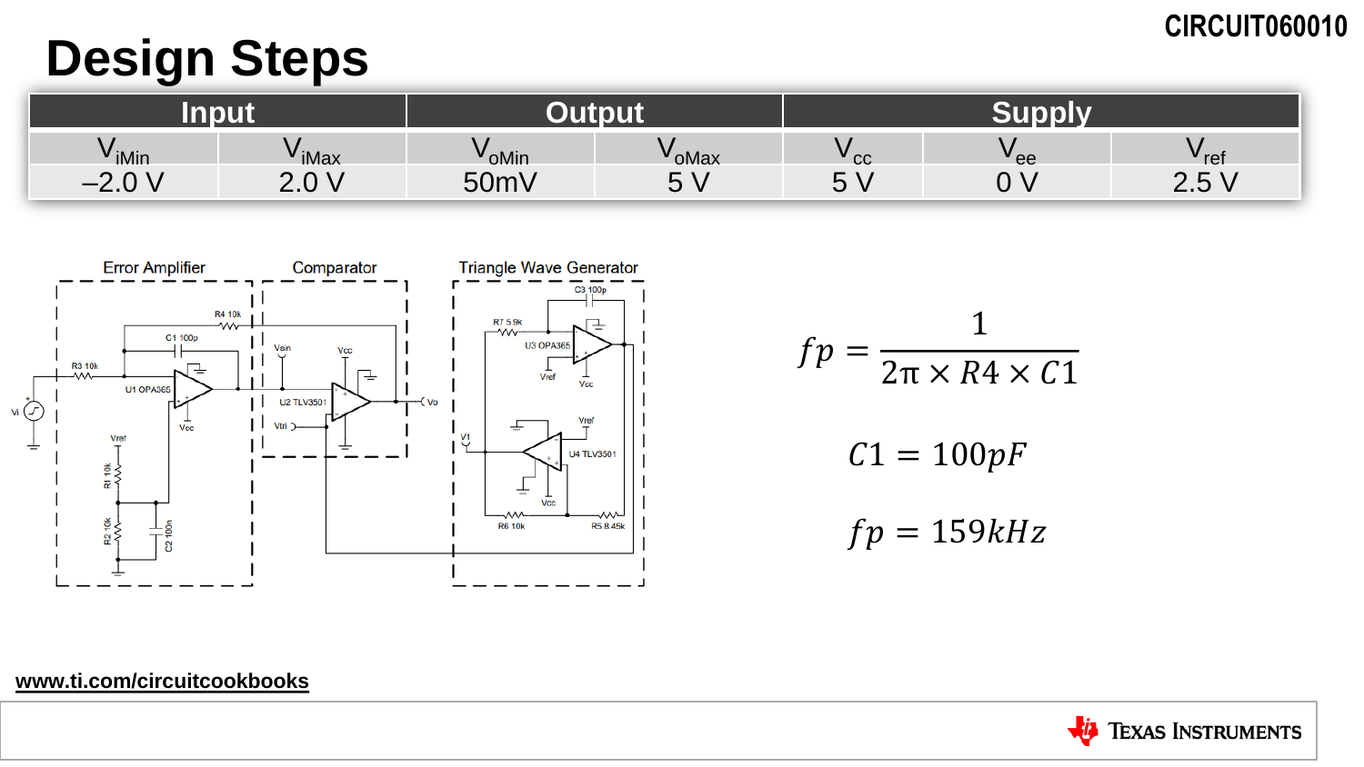CIRCUIT060010

# Design Steps

| Input | | Output | | Supply | | |
|---|---|---|---|---|---|---|
| $V_{iMin}$ | $V_{iMax}$ | $V_{oMin}$ | $V_{oMax}$ | $V_{cc}$ | $V_{ee}$ | $V_{ref}$ |
| –2.0 V | 2.0 V | 50mV | 5 V | 5 V | 0 V | 2.5 V |

Error Amplifier
Comparator
Triangle Wave Generator

R4 10k
C1 100p
R3 10k
U1 OPA365
Vi
Vcc
Vref
R1 10k
R2 10k
C2 100n
Vein
Vcc
U2 TLV3501
Vtri
Vo
C3 100p
R7 5.9k
U3 OPA365
Vref
Vcc
V1
Vref
U4 TLV3501
Vcc
R6 10k
R5 8.45k

$$fp = \frac{1}{2\pi \times R4 \times C1}$$

$$C1 = 100pF$$

$$fp = 159kHz$$

www.ti.com/circuitcookbooks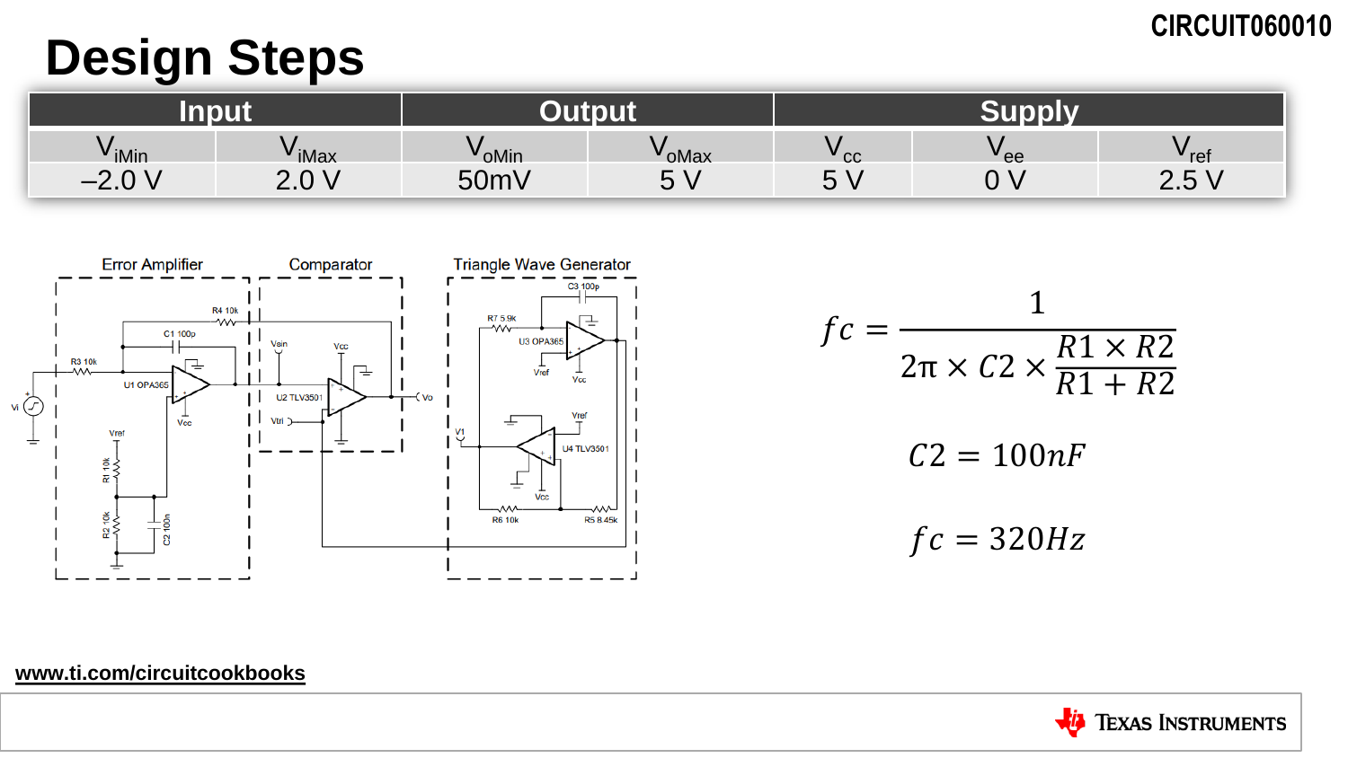CIRCUIT060010

# Design Steps

| Input | | Output | | Supply | | |
|---|---|---|---|---|---|---|
| $V_{iMin}$ | $V_{iMax}$ | $V_{oMin}$ | $V_{oMax}$ | $V_{cc}$ | $V_{ee}$ | $V_{ref}$ |
| –2.0 V | 2.0 V | 50mV | 5 V | 5 V | 0 V | 2.5 V |

Error Amplifier

Comparator

Triangle Wave Generator

R4 10k

C1 100p

R3 10k

U1 OPA365

Vi

Vref

R1 10k

R2 10k

C2 100n

Vcc

Vein

Vcc

U2 TLV3501

Vtri

Vo

C3 100p

R7 5.9k

U3 OPA365

Vref

Vcc

V1

Vref

U4 TLV3501

Vcc

R6 10k

R5 8.45k

$$fc = \frac{1}{2\pi \times C2 \times \frac{R1 \times R2}{R1 + R2}}$$

$$C2 = 100nF$$

$$fc = 320Hz$$

www.ti.com/circuitcookbooks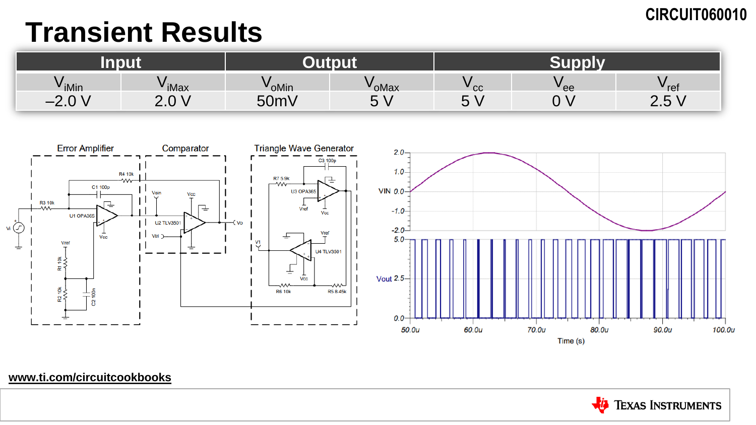# Transient Results

| Input | | Output | | Supply | | |
|---|---|---|---|---|---|---|
| $V_{iMin}$ | $V_{iMax}$ | $V_{oMin}$ | $V_{oMax}$ | $V_{cc}$ | $V_{ee}$ | $V_{ref}$ |
| –2.0 V | 2.0 V | 50mV | 5 V | 5 V | 0 V | 2.5 V |

www.ti.com/circuitcookbooks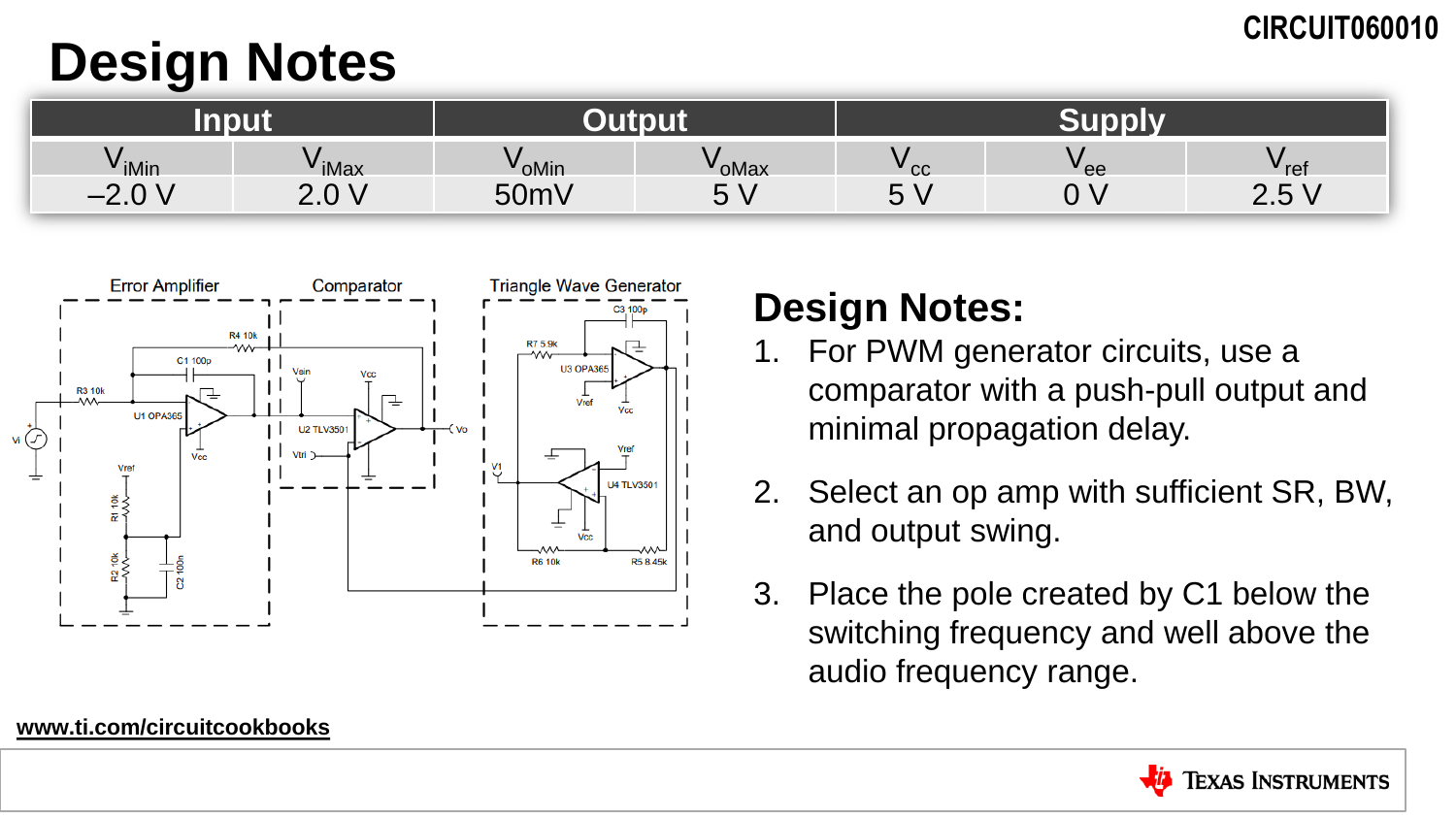CIRCUIT060010

# Design Notes

| Input | | Output | | Supply | | |
|---|---|---|---|---|---|---|
| $V_{iMin}$ | $V_{iMax}$ | $V_{oMin}$ | $V_{oMax}$ | $V_{cc}$ | $V_{ee}$ | $V_{ref}$ |
| –2.0 V | 2.0 V | 50mV | 5 V | 5 V | 0 V | 2.5 V |

Error Amplifier

Comparator

Triangle Wave Generator

R4 10k

C1 100p

R3 10k

U1 OPA365

Vi

Vref

Vcc

R1 10k

R2 10k

C2 100n

Vein

Vcc

U2 TLV3501

Vtri

Vo

C3 100p

R7 5.9k

U3 OPA365

Vref

Vcc

V1

Vref

U4 TLV3501

Vcc

R6 10k

R5 8.45k

## Design Notes:

1. For PWM generator circuits, use a comparator with a push-pull output and minimal propagation delay.
2. Select an op amp with sufficient SR, BW, and output swing.
3. Place the pole created by C1 below the switching frequency and well above the audio frequency range.

www.ti.com/circuitcookbooks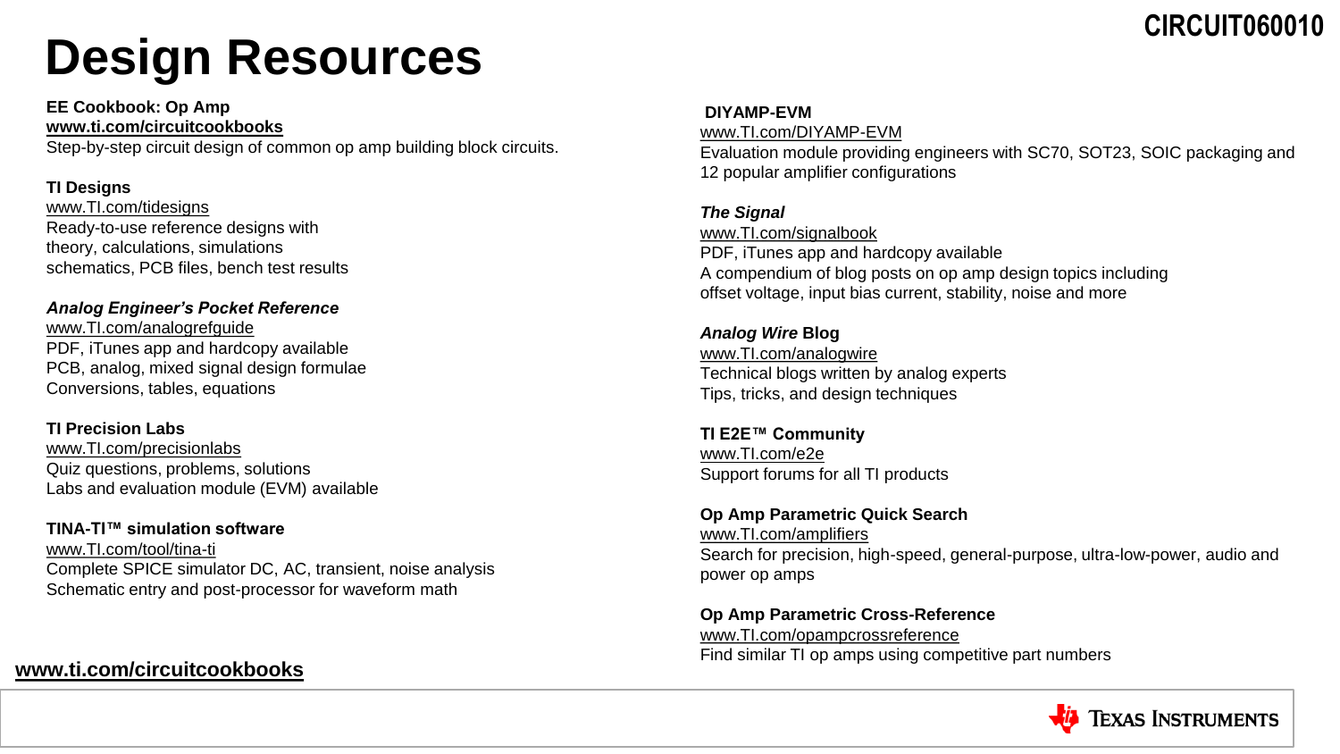# Design Resources

**EE Cookbook: Op Amp**
**www.ti.com/circuitcookbooks**
Step-by-step circuit design of common op amp building block circuits.

**TI Designs**
www.TI.com/tidesigns
Ready-to-use reference designs with theory, calculations, simulations schematics, PCB files, bench test results

***Analog Engineer's Pocket Reference***
www.TI.com/analogrefguide
PDF, iTunes app and hardcopy available
PCB, analog, mixed signal design formulae
Conversions, tables, equations

**TI Precision Labs**
www.TI.com/precisionlabs
Quiz questions, problems, solutions
Labs and evaluation module (EVM) available

**TINA-TI™ simulation software**
www.TI.com/tool/tina-ti
Complete SPICE simulator DC, AC, transient, noise analysis
Schematic entry and post-processor for waveform math

**DIYAMP-EVM**
www.TI.com/DIYAMP-EVM
Evaluation module providing engineers with SC70, SOT23, SOIC packaging and 12 popular amplifier configurations

***The Signal***
www.TI.com/signalbook
PDF, iTunes app and hardcopy available
A compendium of blog posts on op amp design topics including offset voltage, input bias current, stability, noise and more

***Analog Wire* Blog**
www.TI.com/analogwire
Technical blogs written by analog experts
Tips, tricks, and design techniques

**TI E2E™ Community**
www.TI.com/e2e
Support forums for all TI products

**Op Amp Parametric Quick Search**
www.TI.com/amplifiers
Search for precision, high-speed, general-purpose, ultra-low-power, audio and power op amps

**Op Amp Parametric Cross-Reference**
www.TI.com/opampcrossreference
Find similar TI op amps using competitive part numbers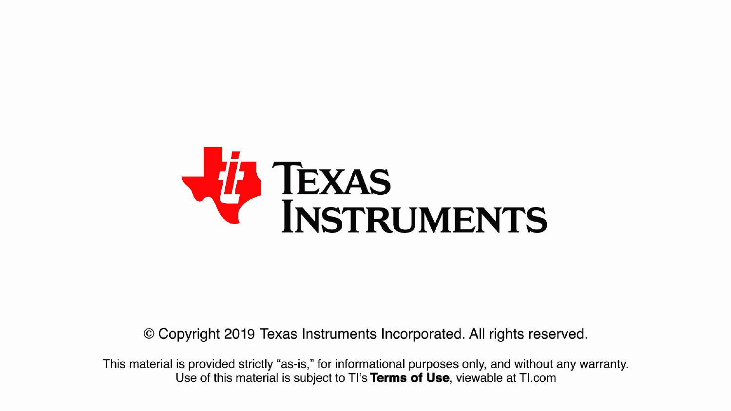TEXAS INSTRUMENTS

© Copyright 2019 Texas Instruments Incorporated. All rights reserved.

This material is provided strictly "as-is," for informational purposes only, and without any warranty.
Use of this material is subject to TI's **Terms of Use**, viewable at TI.com